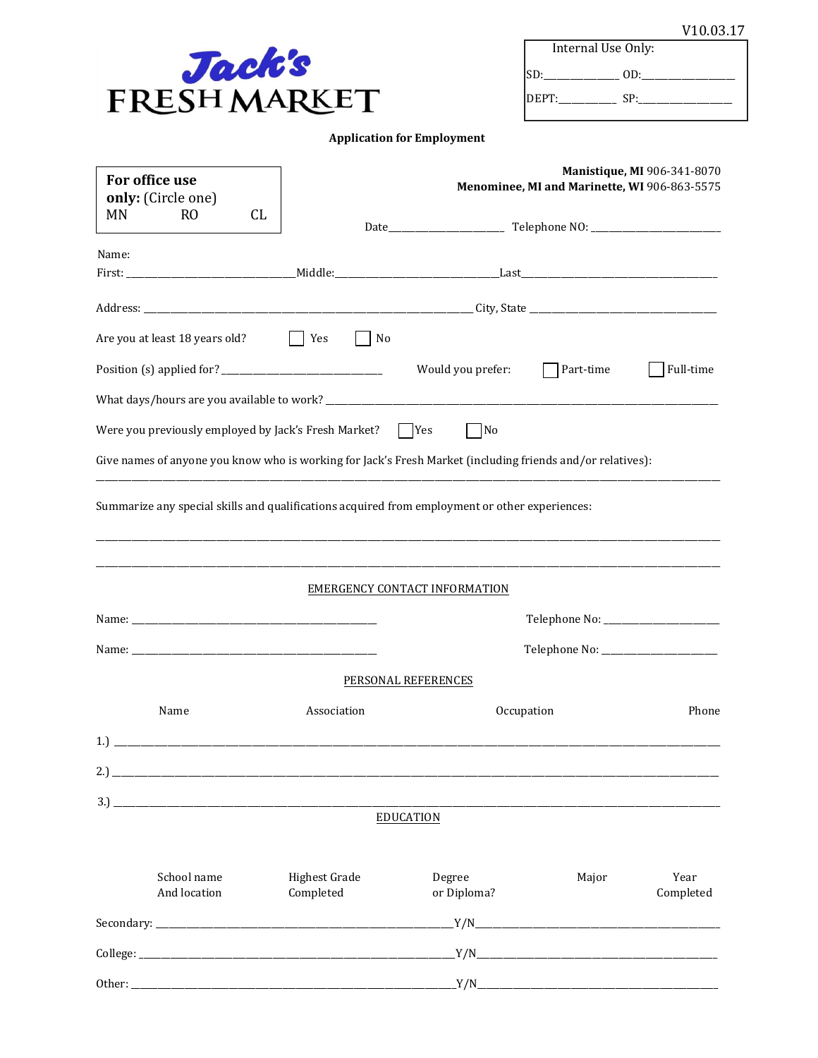V10.03.17

**Jack's FRESH MARKET**

Internal Use Only:

SD:______________ OD:________________

DEPT:__________ SP:________________

**Application for Employment**

**For office use only:** (Circle one)
MN RO CL

**Manistique, MI** 906-341-8070
**Menominee, MI and Marinette, WI** 906-863-5575

Date_____________________ Telephone NO: _________________________

Name:
First: ______________________________Middle:_____________________________Last______________________________________

Address: ______________________________________________________________ City, State ___________________________________

Are you at least 18 years old? ☐ Yes ☐ No

Position (s) applied for? ______________________________ Would you prefer: ☐ Part-time ☐ Full-time

What days/hours are you available to work? _____________________________________________________________________

Were you previously employed by Jack's Fresh Market? ☐ Yes ☐ No

Give names of anyone you know who is working for Jack's Fresh Market (including friends and/or relatives):

_____________________________________________________________________________________________________________

Summarize any special skills and qualifications acquired from employment or other experiences:

_____________________________________________________________________________________________________________

_____________________________________________________________________________________________________________

EMERGENCY CONTACT INFORMATION

Name: _____________________________________________ Telephone No: _____________________

Name: _____________________________________________ Telephone No: _____________________

PERSONAL REFERENCES

| | Name | Association | Occupation | Phone |
|---|---|---|---|---|
| 1.) | | | | |
| 2.) | | | | |
| 3.) | | | | |

EDUCATION

| | School name And location | Highest Grade Completed | Degree or Diploma? | Major | Year Completed |
|---|---|---|---|---|---|
| Secondary: | | | Y/N | | |
| College: | | | Y/N | | |
| Other: | | | Y/N | | |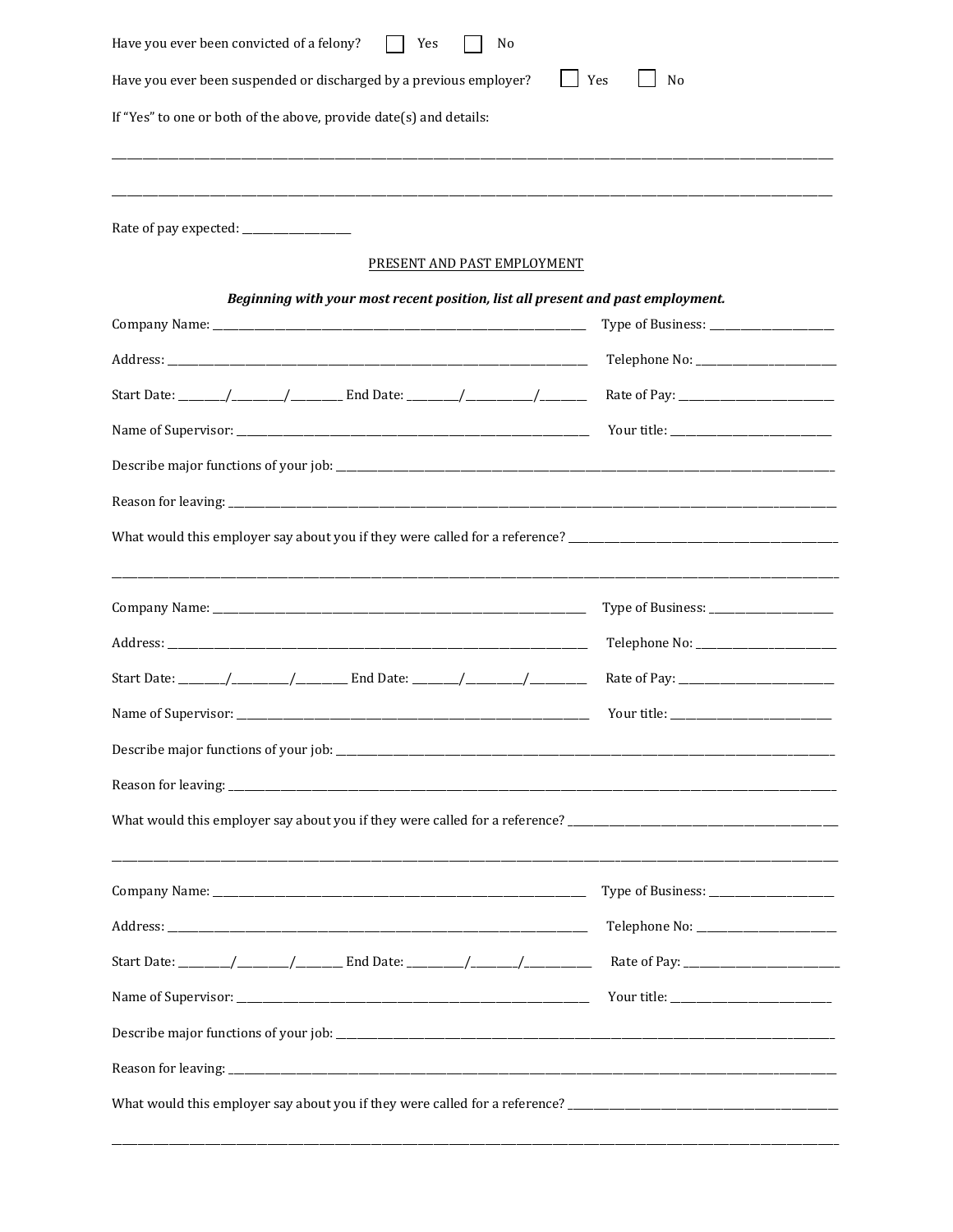Have you ever been convicted of a felony? ☐ Yes ☐ No

Have you ever been suspended or discharged by a previous employer? ☐ Yes ☐ No

If "Yes" to one or both of the above, provide date(s) and details:

\_\_\_\_\_\_\_\_\_\_\_\_\_\_\_\_\_\_\_\_\_\_\_\_\_\_\_\_\_\_\_\_\_\_\_\_\_\_\_\_\_\_\_\_\_\_\_\_\_\_\_\_\_\_\_\_\_\_\_\_\_\_\_\_\_\_\_\_\_\_\_\_\_\_\_\_\_\_

\_\_\_\_\_\_\_\_\_\_\_\_\_\_\_\_\_\_\_\_\_\_\_\_\_\_\_\_\_\_\_\_\_\_\_\_\_\_\_\_\_\_\_\_\_\_\_\_\_\_\_\_\_\_\_\_\_\_\_\_\_\_\_\_\_\_\_\_\_\_\_\_\_\_\_\_\_\_

Rate of pay expected: \_\_\_\_\_\_\_\_\_\_\_\_\_\_\_\_

## PRESENT AND PAST EMPLOYMENT

***Beginning with your most recent position, list all present and past employment.***

Company Name: \_\_\_\_\_\_\_\_\_\_\_\_\_\_\_\_\_\_\_\_\_\_\_\_\_\_\_\_\_\_\_\_ Type of Business: \_\_\_\_\_\_\_\_\_\_\_\_\_\_\_\_

Address: \_\_\_\_\_\_\_\_\_\_\_\_\_\_\_\_\_\_\_\_\_\_\_\_\_\_\_\_\_\_\_\_ Telephone No: \_\_\_\_\_\_\_\_\_\_\_\_\_\_\_\_

Start Date: \_\_\_\_\_\_/\_\_\_\_\_\_/\_\_\_\_\_\_ End Date: \_\_\_\_\_\_/\_\_\_\_\_\_/\_\_\_\_\_\_ Rate of Pay: \_\_\_\_\_\_\_\_\_\_\_\_\_\_\_\_

Name of Supervisor: \_\_\_\_\_\_\_\_\_\_\_\_\_\_\_\_\_\_\_\_\_\_\_\_\_\_\_\_\_\_\_\_ Your title: \_\_\_\_\_\_\_\_\_\_\_\_\_\_\_\_

Describe major functions of your job: \_\_\_\_\_\_\_\_\_\_\_\_\_\_\_\_\_\_\_\_\_\_\_\_\_\_\_\_\_\_\_\_\_\_\_\_\_\_\_\_\_\_\_\_

Reason for leaving: \_\_\_\_\_\_\_\_\_\_\_\_\_\_\_\_\_\_\_\_\_\_\_\_\_\_\_\_\_\_\_\_\_\_\_\_\_\_\_\_\_\_\_\_\_\_\_\_\_\_\_\_\_\_\_\_

What would this employer say about you if they were called for a reference? \_\_\_\_\_\_\_\_\_\_\_\_\_\_\_\_\_\_\_\_\_\_\_\_

\_\_\_\_\_\_\_\_\_\_\_\_\_\_\_\_\_\_\_\_\_\_\_\_\_\_\_\_\_\_\_\_\_\_\_\_\_\_\_\_\_\_\_\_\_\_\_\_\_\_\_\_\_\_\_\_\_\_\_\_\_\_\_\_\_\_\_\_\_\_\_\_\_\_\_\_\_\_

Company Name: \_\_\_\_\_\_\_\_\_\_\_\_\_\_\_\_\_\_\_\_\_\_\_\_\_\_\_\_\_\_\_\_ Type of Business: \_\_\_\_\_\_\_\_\_\_\_\_\_\_\_\_

Address: \_\_\_\_\_\_\_\_\_\_\_\_\_\_\_\_\_\_\_\_\_\_\_\_\_\_\_\_\_\_\_\_ Telephone No: \_\_\_\_\_\_\_\_\_\_\_\_\_\_\_\_

Start Date: \_\_\_\_\_\_/\_\_\_\_\_\_/\_\_\_\_\_\_ End Date: \_\_\_\_\_\_/\_\_\_\_\_\_/\_\_\_\_\_\_ Rate of Pay: \_\_\_\_\_\_\_\_\_\_\_\_\_\_\_\_

Name of Supervisor: \_\_\_\_\_\_\_\_\_\_\_\_\_\_\_\_\_\_\_\_\_\_\_\_\_\_\_\_\_\_\_\_ Your title: \_\_\_\_\_\_\_\_\_\_\_\_\_\_\_\_

Describe major functions of your job: \_\_\_\_\_\_\_\_\_\_\_\_\_\_\_\_\_\_\_\_\_\_\_\_\_\_\_\_\_\_\_\_\_\_\_\_\_\_\_\_\_\_\_\_

Reason for leaving: \_\_\_\_\_\_\_\_\_\_\_\_\_\_\_\_\_\_\_\_\_\_\_\_\_\_\_\_\_\_\_\_\_\_\_\_\_\_\_\_\_\_\_\_\_\_\_\_\_\_\_\_\_\_\_\_

What would this employer say about you if they were called for a reference? \_\_\_\_\_\_\_\_\_\_\_\_\_\_\_\_\_\_\_\_\_\_\_\_

\_\_\_\_\_\_\_\_\_\_\_\_\_\_\_\_\_\_\_\_\_\_\_\_\_\_\_\_\_\_\_\_\_\_\_\_\_\_\_\_\_\_\_\_\_\_\_\_\_\_\_\_\_\_\_\_\_\_\_\_\_\_\_\_\_\_\_\_\_\_\_\_\_\_\_\_\_\_

Company Name: \_\_\_\_\_\_\_\_\_\_\_\_\_\_\_\_\_\_\_\_\_\_\_\_\_\_\_\_\_\_\_\_ Type of Business: \_\_\_\_\_\_\_\_\_\_\_\_\_\_\_\_

Address: \_\_\_\_\_\_\_\_\_\_\_\_\_\_\_\_\_\_\_\_\_\_\_\_\_\_\_\_\_\_\_\_ Telephone No: \_\_\_\_\_\_\_\_\_\_\_\_\_\_\_\_

Start Date: \_\_\_\_\_\_/\_\_\_\_\_\_/\_\_\_\_\_\_ End Date: \_\_\_\_\_\_/\_\_\_\_\_\_/\_\_\_\_\_\_ Rate of Pay: \_\_\_\_\_\_\_\_\_\_\_\_\_\_\_\_

Name of Supervisor: \_\_\_\_\_\_\_\_\_\_\_\_\_\_\_\_\_\_\_\_\_\_\_\_\_\_\_\_\_\_\_\_ Your title: \_\_\_\_\_\_\_\_\_\_\_\_\_\_\_\_

Describe major functions of your job: \_\_\_\_\_\_\_\_\_\_\_\_\_\_\_\_\_\_\_\_\_\_\_\_\_\_\_\_\_\_\_\_\_\_\_\_\_\_\_\_\_\_\_\_

Reason for leaving: \_\_\_\_\_\_\_\_\_\_\_\_\_\_\_\_\_\_\_\_\_\_\_\_\_\_\_\_\_\_\_\_\_\_\_\_\_\_\_\_\_\_\_\_\_\_\_\_\_\_\_\_\_\_\_\_

What would this employer say about you if they were called for a reference? \_\_\_\_\_\_\_\_\_\_\_\_\_\_\_\_\_\_\_\_\_\_\_\_

\_\_\_\_\_\_\_\_\_\_\_\_\_\_\_\_\_\_\_\_\_\_\_\_\_\_\_\_\_\_\_\_\_\_\_\_\_\_\_\_\_\_\_\_\_\_\_\_\_\_\_\_\_\_\_\_\_\_\_\_\_\_\_\_\_\_\_\_\_\_\_\_\_\_\_\_\_\_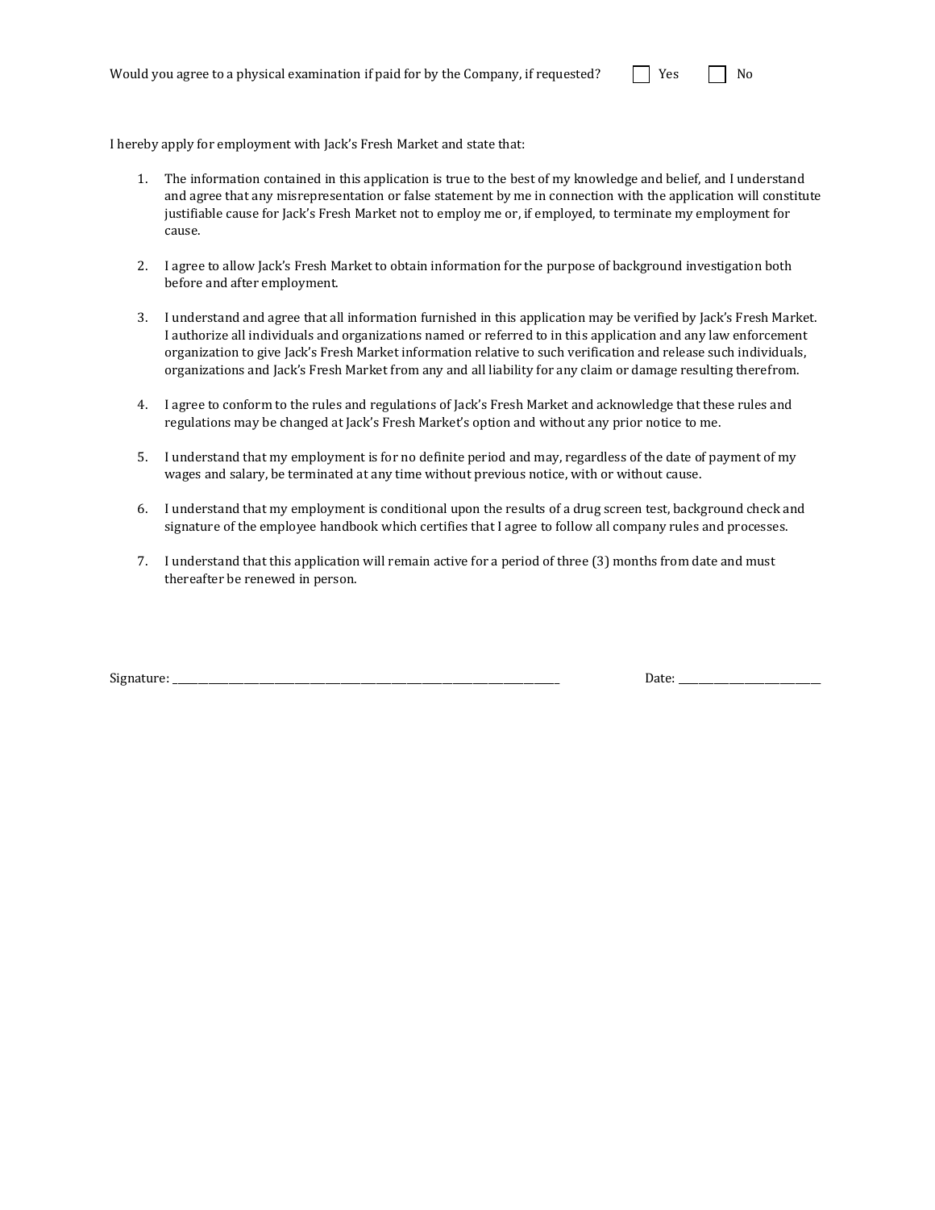Would you agree to a physical examination if paid for by the Company, if requested? ☐ Yes ☐ No

I hereby apply for employment with Jack's Fresh Market and state that:

1. The information contained in this application is true to the best of my knowledge and belief, and I understand and agree that any misrepresentation or false statement by me in connection with the application will constitute justifiable cause for Jack's Fresh Market not to employ me or, if employed, to terminate my employment for cause.

2. I agree to allow Jack's Fresh Market to obtain information for the purpose of background investigation both before and after employment.

3. I understand and agree that all information furnished in this application may be verified by Jack's Fresh Market. I authorize all individuals and organizations named or referred to in this application and any law enforcement organization to give Jack's Fresh Market information relative to such verification and release such individuals, organizations and Jack's Fresh Market from any and all liability for any claim or damage resulting therefrom.

4. I agree to conform to the rules and regulations of Jack's Fresh Market and acknowledge that these rules and regulations may be changed at Jack's Fresh Market's option and without any prior notice to me.

5. I understand that my employment is for no definite period and may, regardless of the date of payment of my wages and salary, be terminated at any time without previous notice, with or without cause.

6. I understand that my employment is conditional upon the results of a drug screen test, background check and signature of the employee handbook which certifies that I agree to follow all company rules and processes.

7. I understand that this application will remain active for a period of three (3) months from date and must thereafter be renewed in person.

Signature: ______________________________ Date: ______________